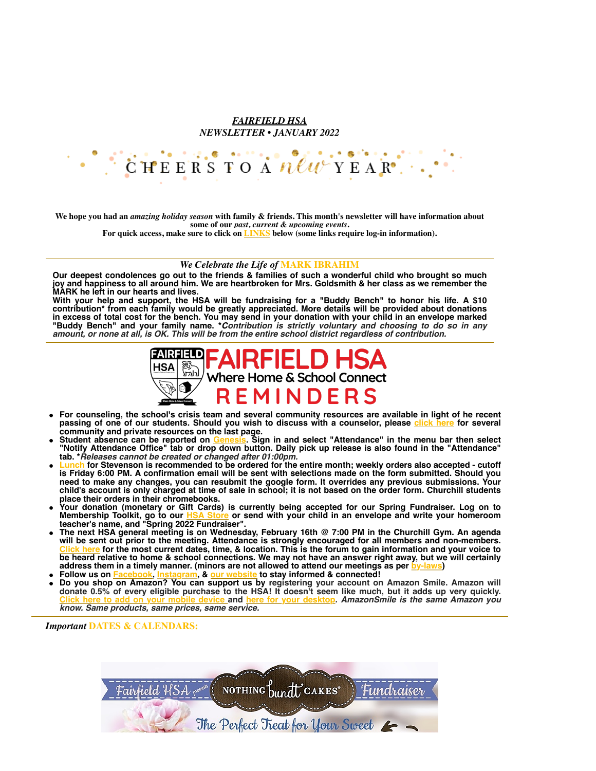***FAIRFIELD HSA***
***NEWSLETTER • JANUARY 2022***

CHEERS TO A *new* YEAR

**We hope you had an *amazing holiday season* with family & friends. This month's newsletter will have information about some of our *past, current & upcoming events*.**
**For quick access, make sure to click on LINKS below (some links require log-in information).**

---

***We Celebrate the Life of* MARK IBRAHIM**

**Our deepest condolences go out to the friends & families of such a wonderful child who brought so much joy and happiness to all around him. We are heartbroken for Mrs. Goldsmith & her class as we remember the MARK he left in our hearts and lives.**
**With your help and support, the HSA will be fundraising for a "Buddy Bench" to honor his life. A $10 contribution* from each family would be greatly appreciated. More details will be provided about donations in excess of total cost for the bench. You may send in your donation with your child in an envelope marked "Buddy Bench" and your family name. **Contribution is strictly voluntary and choosing to do so in any amount, or none at all, is OK. This will be from the entire school district regardless of contribution.***

---

# FAIRFIELD HSA
## Where Home & School Connect
## REMINDERS

- **For counseling, the school's crisis team and several community resources are available in light of he recent passing of one of our students. Should you wish to discuss with a counselor, please click here for several community and private resources on the last page.**
- **Student absence can be reported on Genesis. Sign in and select "Attendance" in the menu bar then select "Notify Attendance Office" tab or drop down button. Daily pick up release is also found in the "Attendance" tab. **Releases cannot be created or changed after 01:00pm.***
- **Lunch for Stevenson is recommended to be ordered for the entire month; weekly orders also accepted - cutoff is Friday 6:00 PM. A confirmation email will be sent with selections made on the form submitted. Should you need to make any changes, you can resubmit the google form. It overrides any previous submissions. Your child's account is only charged at time of sale in school; it is not based on the order form. Churchill students place their orders in their chromebooks.**
- **Your donation (monetary or Gift Cards) is currently being accepted for our Spring Fundraiser. Log on to Membership Toolkit, go to our HSA Store or send with your child in an envelope and write your homeroom teacher's name, and "Spring 2022 Fundraiser".**
- **The next HSA general meeting is on Wednesday, February 16th @ 7:00 PM in the Churchill Gym. An agenda will be sent out prior to the meeting. Attendance is strongly encouraged for all members and non-members. Click here for the most current dates, time, & location. This is the forum to gain information and your voice to be heard relative to home & school connections. We may not have an answer right away, but we will certainly address them in a timely manner. (minors are not allowed to attend our meetings as per by-laws)**
- **Follow us on Facebook, Instagram, & our website to stay informed & connected!**
- **Do you shop on Amazon? You can support us by registering your account on Amazon Smile. Amazon will donate 0.5% of every eligible purchase to the HSA! It doesn't seem like much, but it adds up very quickly. Click here to add on your mobile device and here for your desktop. *AmazonSmile is the same Amazon you know. Same products, same prices, same service.***

---

***Important* DATES & CALENDARS:**

Fairfield HSA presents NOTHING bundt CAKES® Fundraiser

The Perfect Treat for Your Sweet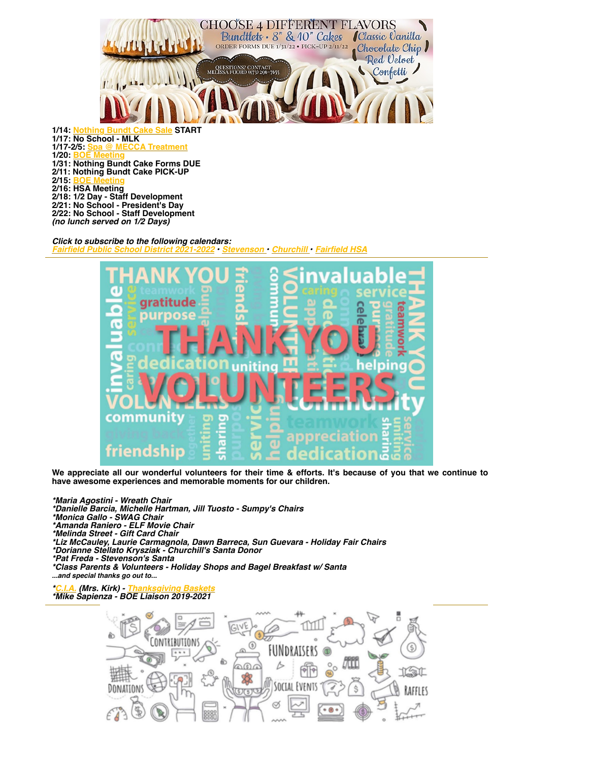**1/14: Nothing Bundt Cake Sale START**
**1/17: No School - MLK**
**1/17-2/5: Spa @ MECCA Treatment**
**1/20: BOE Meeting**
**1/31: Nothing Bundt Cake Forms DUE**
**2/11: Nothing Bundt Cake PICK-UP**
**2/15: BOE Meeting**
**2/16: HSA Meeting**
**2/18: 1/2 Day - Staff Development**
**2/21: No School - President's Day**
**2/22: No School - Staff Development**
***(no lunch served on 1/2 Days)***

***Click to subscribe to the following calendars:***
***Fairfield Public School District 2021-2022 • Stevenson • Churchill • Fairfield HSA***

---

**We appreciate all our wonderful volunteers for their time & efforts. It's because of you that we continue to have awesome experiences and memorable moments for our children.**

***\*Maria Agostini - Wreath Chair***
***\*Danielle Barcia, Michelle Hartman, Jill Tuosto - Sumpy's Chairs***
***\*Monica Gallo - SWAG Chair***
***\*Amanda Raniero - ELF Movie Chair***
***\*Melinda Street - Gift Card Chair***
***\*Liz McCauley, Laurie Carmagnola, Dawn Barreca, Sun Guevara - Holiday Fair Chairs***
***\*Dorianne Stellato Krysziak - Churchill's Santa Donor***
***\*Pat Freda - Stevenson's Santa***
***\*Class Parents & Volunteers - Holiday Shops and Bagel Breakfast w/ Santa***
***...and special thanks go out to...***

***\*C.I.A. (Mrs. Kirk) - Thanksgiving Baskets***
***\*Mike Sapienza - BOE Liaison 2019-2021***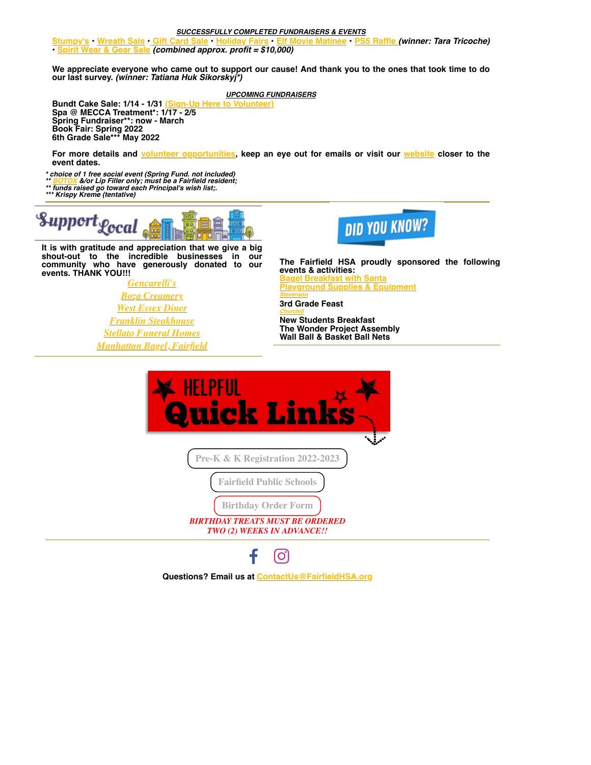***SUCCESSFULLY COMPLETED FUNDRAISERS & EVENTS***

**Stumpy's • Wreath Sale • Gift Card Sale • Holiday Fairs • Elf Movie Matinee • PS5 Raffle *(winner: Tara Tricoche)* • Spirit Wear & Gear Sale *(combined approx. profit = $10,000)***

**We appreciate everyone who came out to support our cause! And thank you to the ones that took time to do our last survey. *(winner: Tatiana Huk Sikorskyj\*)***

***UPCOMING FUNDRAISERS***

**Bundt Cake Sale: 1/14 - 1/31** (Sign-Up Here to Volunteer)
**Spa @ MECCA Treatment*: 1/17 - 2/5**
**Spring Fundraiser**: now - March**
**Book Fair: Spring 2022**
**6th Grade Sale*** May 2022**

**For more details and volunteer opportunities, keep an eye out for emails or visit our website closer to the event dates.**

*\* choice of 1 free social event (Spring Fund. not included)*
*\*\* BOTOX &/or Lip Filler only; must be a Fairfield resident;*
*\*\* funds raised go toward each Principal's wish list;.*
*\*\*\* Krispy Kreme (tentative)*

## Support Local

**It is with gratitude and appreciation that we give a big shout-out to the incredible businesses in our community who have generously donated to our events. THANK YOU!!!**

*Gencarelli's*
*Boza Creamery*
*West Essex Diner*
*Franklin Steakhouse*
*Stellato Funeral Homes*
*Manhattan Bagel, Fairfield*

## DID YOU KNOW?

**The Fairfield HSA proudly sponsored the following events & activities:**
**Bagel Breakfast with Santa**
**Playground Supplies & Equipment**
*Stevenson*
**3rd Grade Feast**
*Churchill*
**New Students Breakfast**
**The Wonder Project Assembly**
**Wall Ball & Basket Ball Nets**

## HELPFUL Quick Links

Pre-K & K Registration 2022-2023

Fairfield Public Schools

Birthday Order Form

*BIRTHDAY TREATS MUST BE ORDERED TWO (2) WEEKS IN ADVANCE!!*

**Questions? Email us at** ContactUs@FairfieldHSA.org